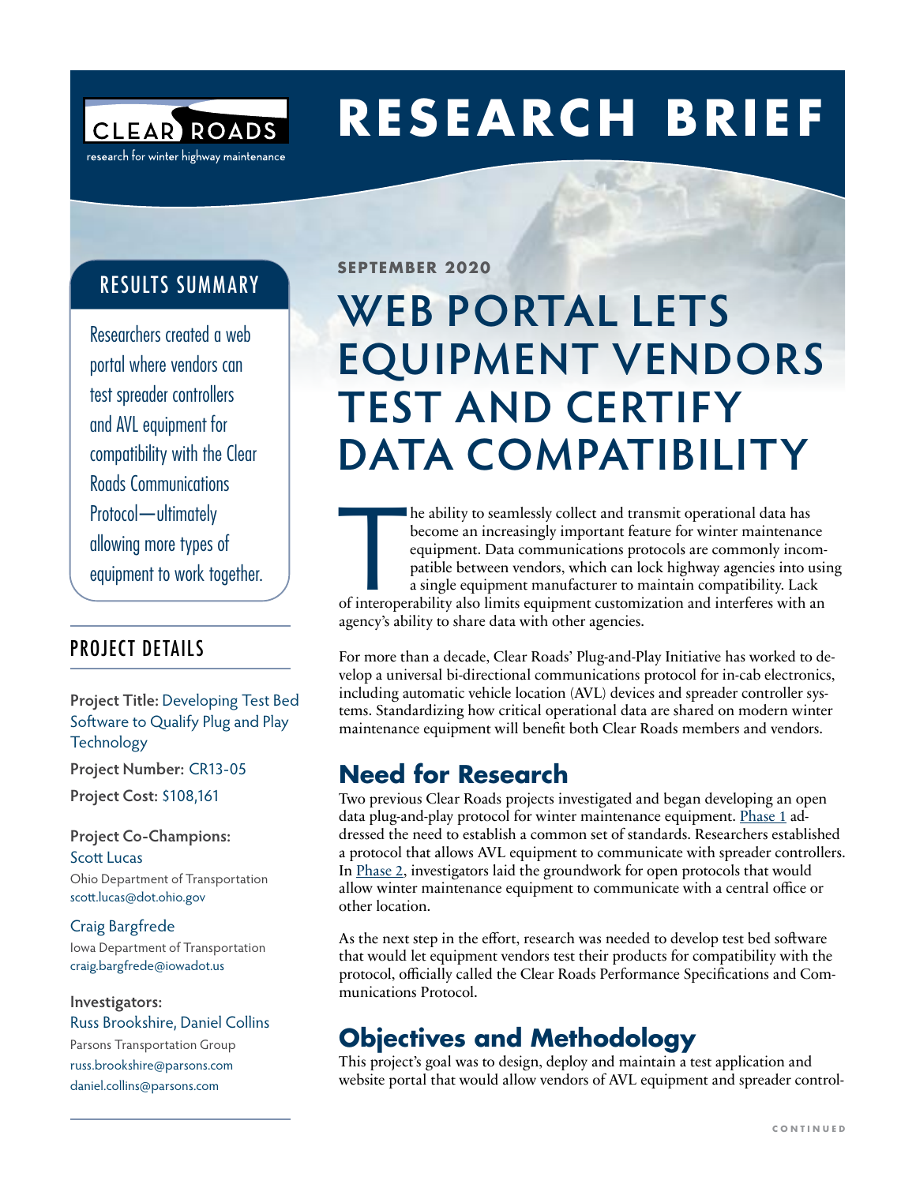# RESEARCH BRIEF

CLEAR ROADS
research for winter highway maintenance

## RESULTS SUMMARY

Researchers created a web portal where vendors can test spreader controllers and AVL equipment for compatibility with the Clear Roads Communications Protocol—ultimately allowing more types of equipment to work together.

## PROJECT DETAILS

**Project Title:** Developing Test Bed Software to Qualify Plug and Play Technology

**Project Number:** CR13-05

**Project Cost:** $108,161

**Project Co-Champions:**
Scott Lucas
Ohio Department of Transportation
scott.lucas@dot.ohio.gov

Craig Bargfrede
Iowa Department of Transportation
craig.bargfrede@iowadot.us

**Investigators:**
Russ Brookshire, Daniel Collins
Parsons Transportation Group
russ.brookshire@parsons.com
daniel.collins@parsons.com

**SEPTEMBER 2020**

# WEB PORTAL LETS EQUIPMENT VENDORS TEST AND CERTIFY DATA COMPATIBILITY

The ability to seamlessly collect and transmit operational data has become an increasingly important feature for winter maintenance equipment. Data communications protocols are commonly incompatible between vendors, which can lock highway agencies into using a single equipment manufacturer to maintain compatibility. Lack of interoperability also limits equipment customization and interferes with an agency's ability to share data with other agencies.

For more than a decade, Clear Roads' Plug-and-Play Initiative has worked to develop a universal bi-directional communications protocol for in-cab electronics, including automatic vehicle location (AVL) devices and spreader controller systems. Standardizing how critical operational data are shared on modern winter maintenance equipment will benefit both Clear Roads members and vendors.

## Need for Research

Two previous Clear Roads projects investigated and began developing an open data plug-and-play protocol for winter maintenance equipment. Phase 1 addressed the need to establish a common set of standards. Researchers established a protocol that allows AVL equipment to communicate with spreader controllers. In Phase 2, investigators laid the groundwork for open protocols that would allow winter maintenance equipment to communicate with a central office or other location.

As the next step in the effort, research was needed to develop test bed software that would let equipment vendors test their products for compatibility with the protocol, officially called the Clear Roads Performance Specifications and Communications Protocol.

## Objectives and Methodology

This project's goal was to design, deploy and maintain a test application and website portal that would allow vendors of AVL equipment and spreader control-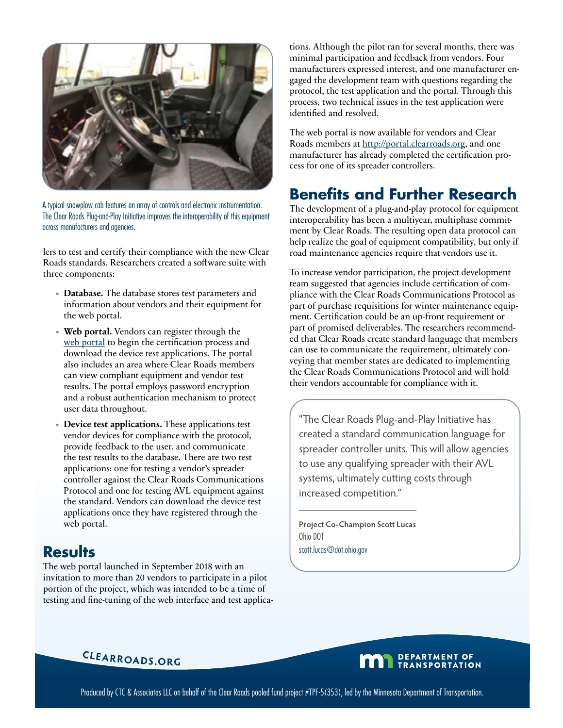A typical snowplow cab features an array of controls and electronic instrumentation. The Clear Roads Plug-and-Play Initiative improves the interoperability of this equipment across manufacturers and agencies.

lers to test and certify their compliance with the new Clear Roads standards. Researchers created a software suite with three components:

- **Database.** The database stores test parameters and information about vendors and their equipment for the web portal.
- **Web portal.** Vendors can register through the web portal to begin the certification process and download the device test applications. The portal also includes an area where Clear Roads members can view compliant equipment and vendor test results. The portal employs password encryption and a robust authentication mechanism to protect user data throughout.
- **Device test applications.** These applications test vendor devices for compliance with the protocol, provide feedback to the user, and communicate the test results to the database. There are two test applications: one for testing a vendor's spreader controller against the Clear Roads Communications Protocol and one for testing AVL equipment against the standard. Vendors can download the device test applications once they have registered through the web portal.

## Results

The web portal launched in September 2018 with an invitation to more than 20 vendors to participate in a pilot portion of the project, which was intended to be a time of testing and fine-tuning of the web interface and test applications. Although the pilot ran for several months, there was minimal participation and feedback from vendors. Four manufacturers expressed interest, and one manufacturer engaged the development team with questions regarding the protocol, the test application and the portal. Through this process, two technical issues in the test application were identified and resolved.

The web portal is now available for vendors and Clear Roads members at http://portal.clearroads.org, and one manufacturer has already completed the certification process for one of its spreader controllers.

## Benefits and Further Research

The development of a plug-and-play protocol for equipment interoperability has been a multiyear, multiphase commitment by Clear Roads. The resulting open data protocol can help realize the goal of equipment compatibility, but only if road maintenance agencies require that vendors use it.

To increase vendor participation, the project development team suggested that agencies include certification of compliance with the Clear Roads Communications Protocol as part of purchase requisitions for winter maintenance equipment. Certification could be an up-front requirement or part of promised deliverables. The researchers recommended that Clear Roads create standard language that members can use to communicate the requirement, ultimately conveying that member states are dedicated to implementing the Clear Roads Communications Protocol and will hold their vendors accountable for compliance with it.

> "The Clear Roads Plug-and-Play Initiative has created a standard communication language for spreader controller units. This will allow agencies to use any qualifying spreader with their AVL systems, ultimately cutting costs through increased competition."
>
> **Project Co-Champion Scott Lucas**
> Ohio DOT
> scott.lucas@dot.ohio.gov

CLEARROADS.ORG

DEPARTMENT OF TRANSPORTATION

Produced by CTC & Associates LLC on behalf of the Clear Roads pooled fund project #TPF-5(353), led by the Minnesota Department of Transportation.